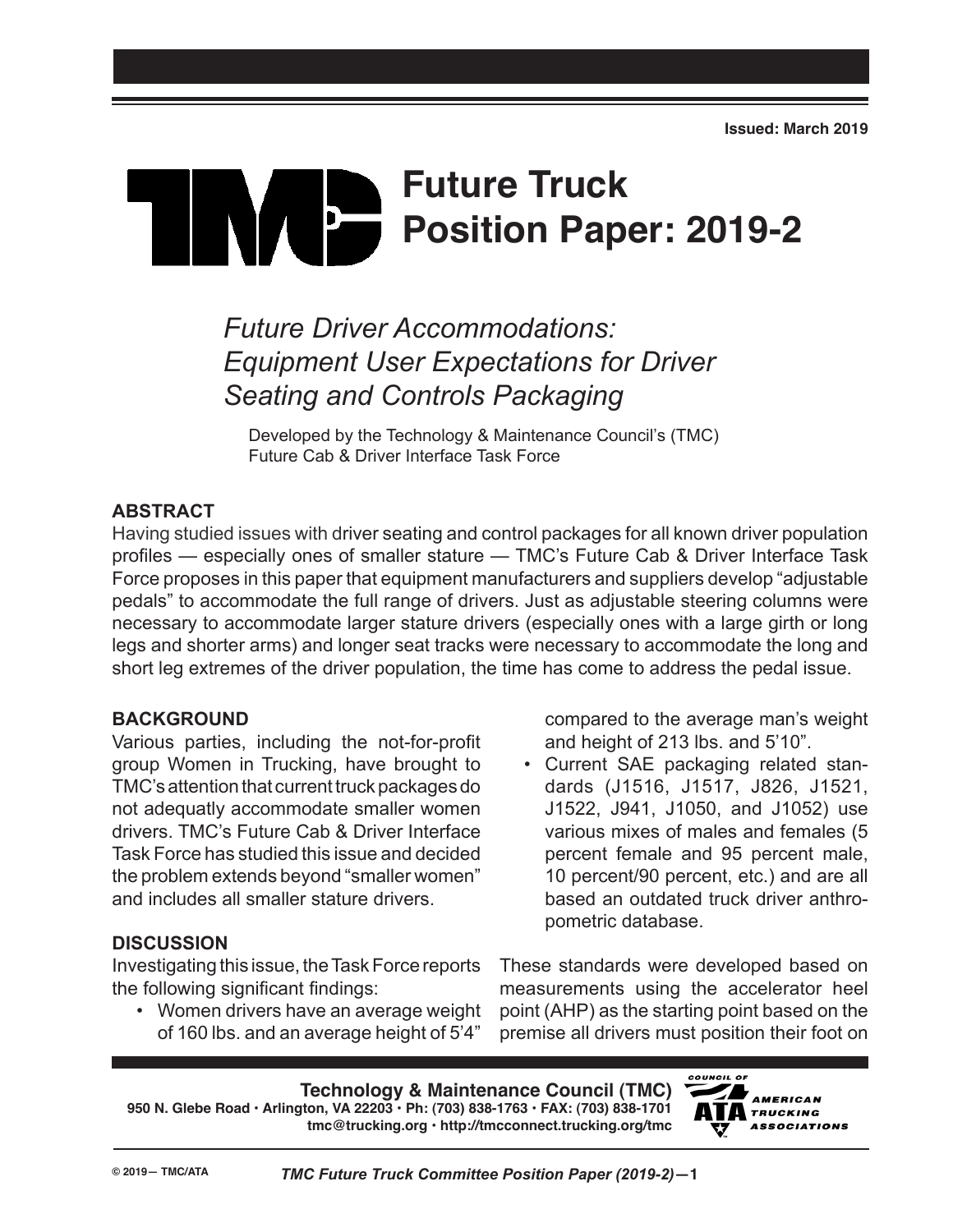Issued: March 2019

# Future Truck Position Paper: 2019-2

## *Future Driver Accommodations: Equipment User Expectations for Driver Seating and Controls Packaging*

Developed by the Technology & Maintenance Council's (TMC) Future Cab & Driver Interface Task Force

### ABSTRACT

Having studied issues with driver seating and control packages for all known driver population profiles — especially ones of smaller stature — TMC's Future Cab & Driver Interface Task Force proposes in this paper that equipment manufacturers and suppliers develop "adjustable pedals" to accommodate the full range of drivers. Just as adjustable steering columns were necessary to accommodate larger stature drivers (especially ones with a large girth or long legs and shorter arms) and longer seat tracks were necessary to accommodate the long and short leg extremes of the driver population, the time has come to address the pedal issue.

### BACKGROUND

Various parties, including the not-for-profit group Women in Trucking, have brought to TMC's attention that current truck packages do not adequatly accommodate smaller women drivers. TMC's Future Cab & Driver Interface Task Force has studied this issue and decided the problem extends beyond "smaller women" and includes all smaller stature drivers.

### DISCUSSION

Investigating this issue, the Task Force reports the following significant findings:

- Women drivers have an average weight of 160 lbs. and an average height of 5'4" compared to the average man's weight and height of 213 lbs. and 5'10".
- Current SAE packaging related standards (J1516, J1517, J826, J1521, J1522, J941, J1050, and J1052) use various mixes of males and females (5 percent female and 95 percent male, 10 percent/90 percent, etc.) and are all based an outdated truck driver anthropometric database.

These standards were developed based on measurements using the accelerator heel point (AHP) as the starting point based on the premise all drivers must position their foot on

**Technology & Maintenance Council (TMC)**
950 N. Glebe Road • Arlington, VA 22203 • Ph: (703) 838-1763 • FAX: (703) 838-1701
tmc@trucking.org • http://tmcconnect.trucking.org/tmc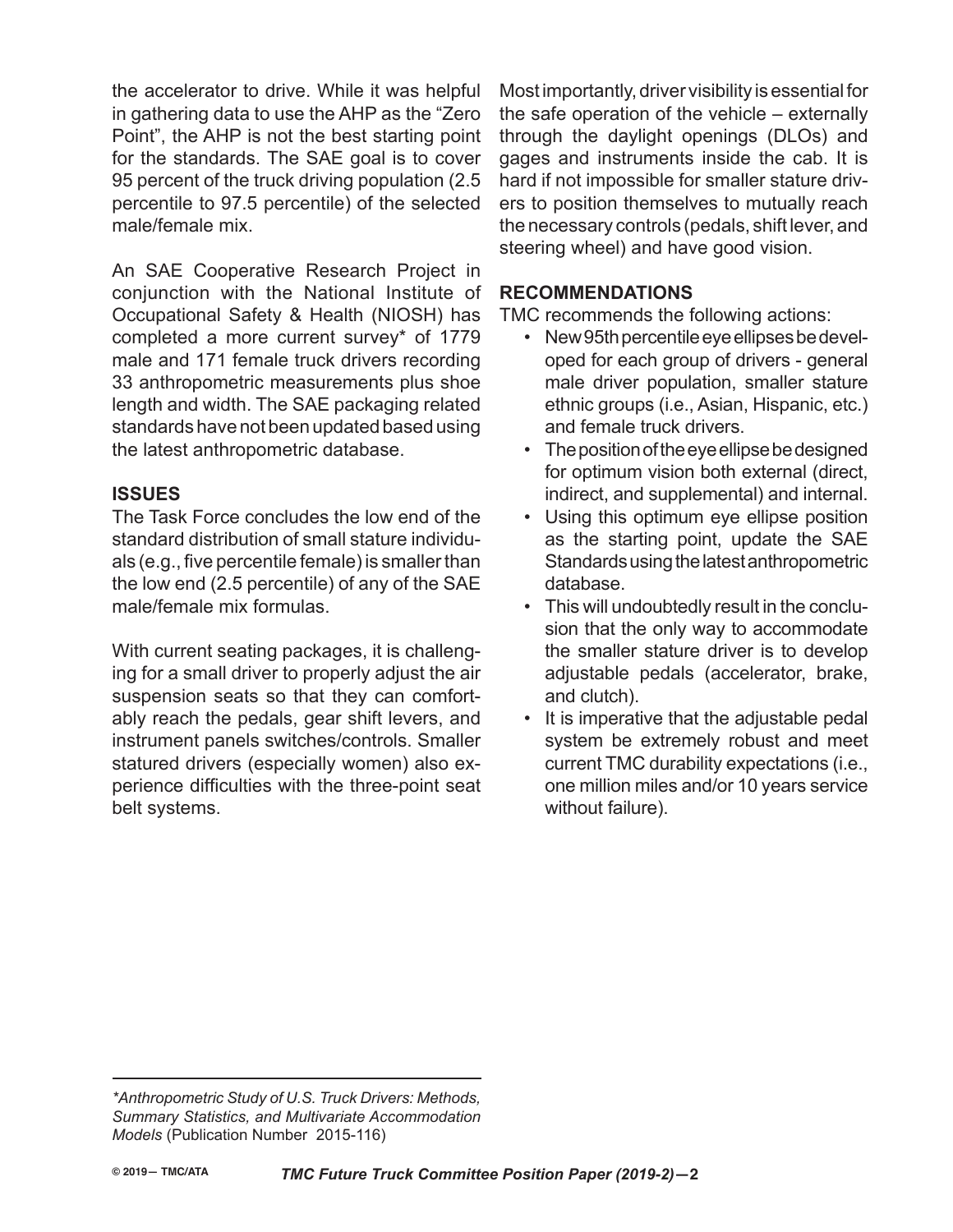the accelerator to drive. While it was helpful in gathering data to use the AHP as the "Zero Point", the AHP is not the best starting point for the standards. The SAE goal is to cover 95 percent of the truck driving population (2.5 percentile to 97.5 percentile) of the selected male/female mix.

An SAE Cooperative Research Project in conjunction with the National Institute of Occupational Safety & Health (NIOSH) has completed a more current survey* of 1779 male and 171 female truck drivers recording 33 anthropometric measurements plus shoe length and width. The SAE packaging related standards have not been updated based using the latest anthropometric database.

## ISSUES

The Task Force concludes the low end of the standard distribution of small stature individuals (e.g., five percentile female) is smaller than the low end (2.5 percentile) of any of the SAE male/female mix formulas.

With current seating packages, it is challenging for a small driver to properly adjust the air suspension seats so that they can comfortably reach the pedals, gear shift levers, and instrument panels switches/controls. Smaller statured drivers (especially women) also experience difficulties with the three-point seat belt systems.

Most importantly, driver visibility is essential for the safe operation of the vehicle – externally through the daylight openings (DLOs) and gages and instruments inside the cab. It is hard if not impossible for smaller stature drivers to position themselves to mutually reach the necessary controls (pedals, shift lever, and steering wheel) and have good vision.

## RECOMMENDATIONS

TMC recommends the following actions:

- New 95th percentile eye ellipses be developed for each group of drivers - general male driver population, smaller stature ethnic groups (i.e., Asian, Hispanic, etc.) and female truck drivers.
- The position of the eye ellipse be designed for optimum vision both external (direct, indirect, and supplemental) and internal.
- Using this optimum eye ellipse position as the starting point, update the SAE Standards using the latest anthropometric database.
- This will undoubtedly result in the conclusion that the only way to accommodate the smaller stature driver is to develop adjustable pedals (accelerator, brake, and clutch).
- It is imperative that the adjustable pedal system be extremely robust and meet current TMC durability expectations (i.e., one million miles and/or 10 years service without failure).

---

**Anthropometric Study of U.S. Truck Drivers: Methods, Summary Statistics, and Multivariate Accommodation Models* (Publication Number 2015-116)